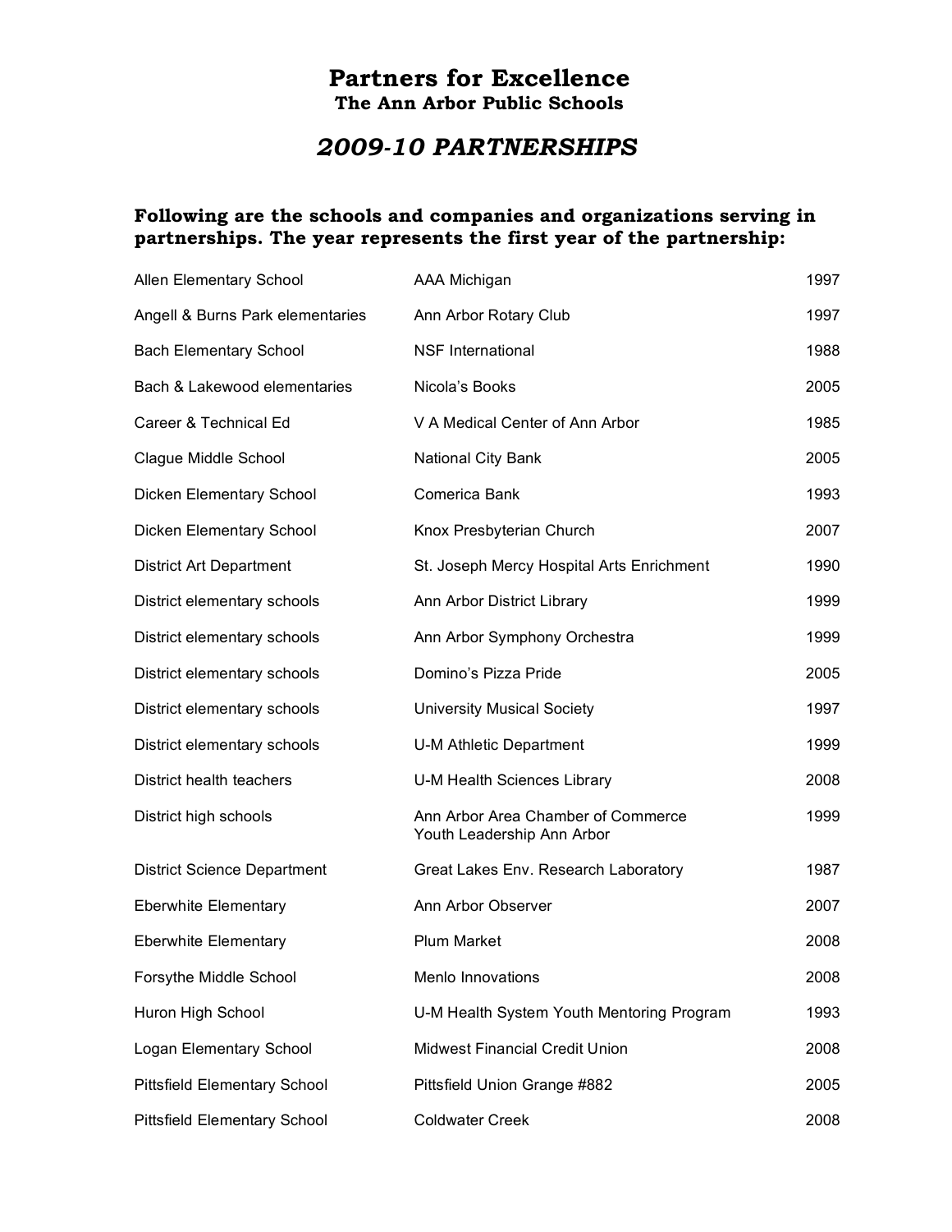# Partners for Excellence

**The Ann Arbor Public Schools**

## *2009-10 PARTNERSHIPS*

**Following are the schools and companies and organizations serving in partnerships. The year represents the first year of the partnership:**

| | | |
|---|---|---|
| Allen Elementary School | AAA Michigan | 1997 |
| Angell & Burns Park elementaries | Ann Arbor Rotary Club | 1997 |
| Bach Elementary School | NSF International | 1988 |
| Bach & Lakewood elementaries | Nicola's Books | 2005 |
| Career & Technical Ed | V A Medical Center of Ann Arbor | 1985 |
| Clague Middle School | National City Bank | 2005 |
| Dicken Elementary School | Comerica Bank | 1993 |
| Dicken Elementary School | Knox Presbyterian Church | 2007 |
| District Art Department | St. Joseph Mercy Hospital Arts Enrichment | 1990 |
| District elementary schools | Ann Arbor District Library | 1999 |
| District elementary schools | Ann Arbor Symphony Orchestra | 1999 |
| District elementary schools | Domino's Pizza Pride | 2005 |
| District elementary schools | University Musical Society | 1997 |
| District elementary schools | U-M Athletic Department | 1999 |
| District health teachers | U-M Health Sciences Library | 2008 |
| District high schools | Ann Arbor Area Chamber of Commerce Youth Leadership Ann Arbor | 1999 |
| District Science Department | Great Lakes Env. Research Laboratory | 1987 |
| Eberwhite Elementary | Ann Arbor Observer | 2007 |
| Eberwhite Elementary | Plum Market | 2008 |
| Forsythe Middle School | Menlo Innovations | 2008 |
| Huron High School | U-M Health System Youth Mentoring Program | 1993 |
| Logan Elementary School | Midwest Financial Credit Union | 2008 |
| Pittsfield Elementary School | Pittsfield Union Grange #882 | 2005 |
| Pittsfield Elementary School | Coldwater Creek | 2008 |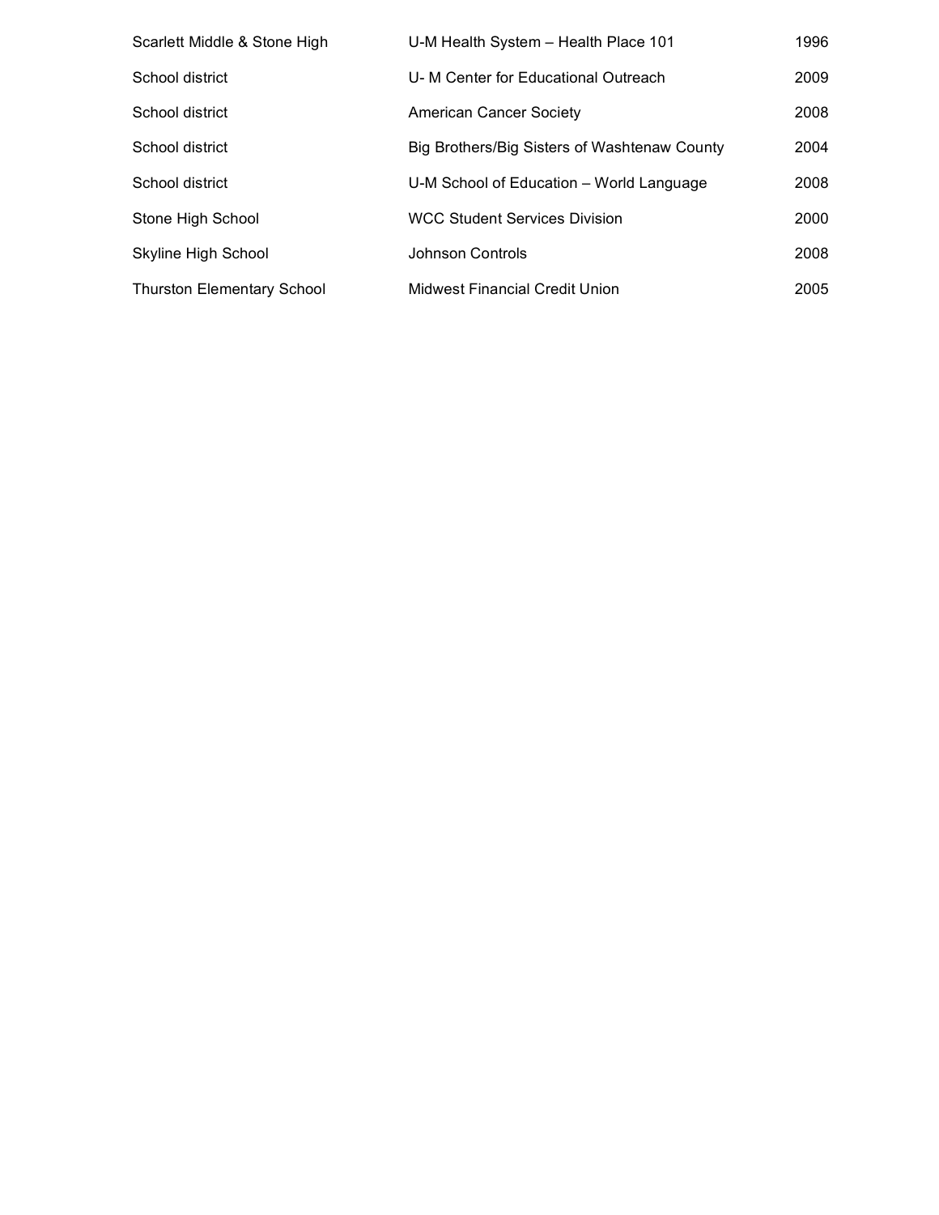| | | |
|---|---|---|
| Scarlett Middle & Stone High | U-M Health System – Health Place 101 | 1996 |
| School district | U- M Center for Educational Outreach | 2009 |
| School district | American Cancer Society | 2008 |
| School district | Big Brothers/Big Sisters of Washtenaw County | 2004 |
| School district | U-M School of Education – World Language | 2008 |
| Stone High School | WCC Student Services Division | 2000 |
| Skyline High School | Johnson Controls | 2008 |
| Thurston Elementary School | Midwest Financial Credit Union | 2005 |